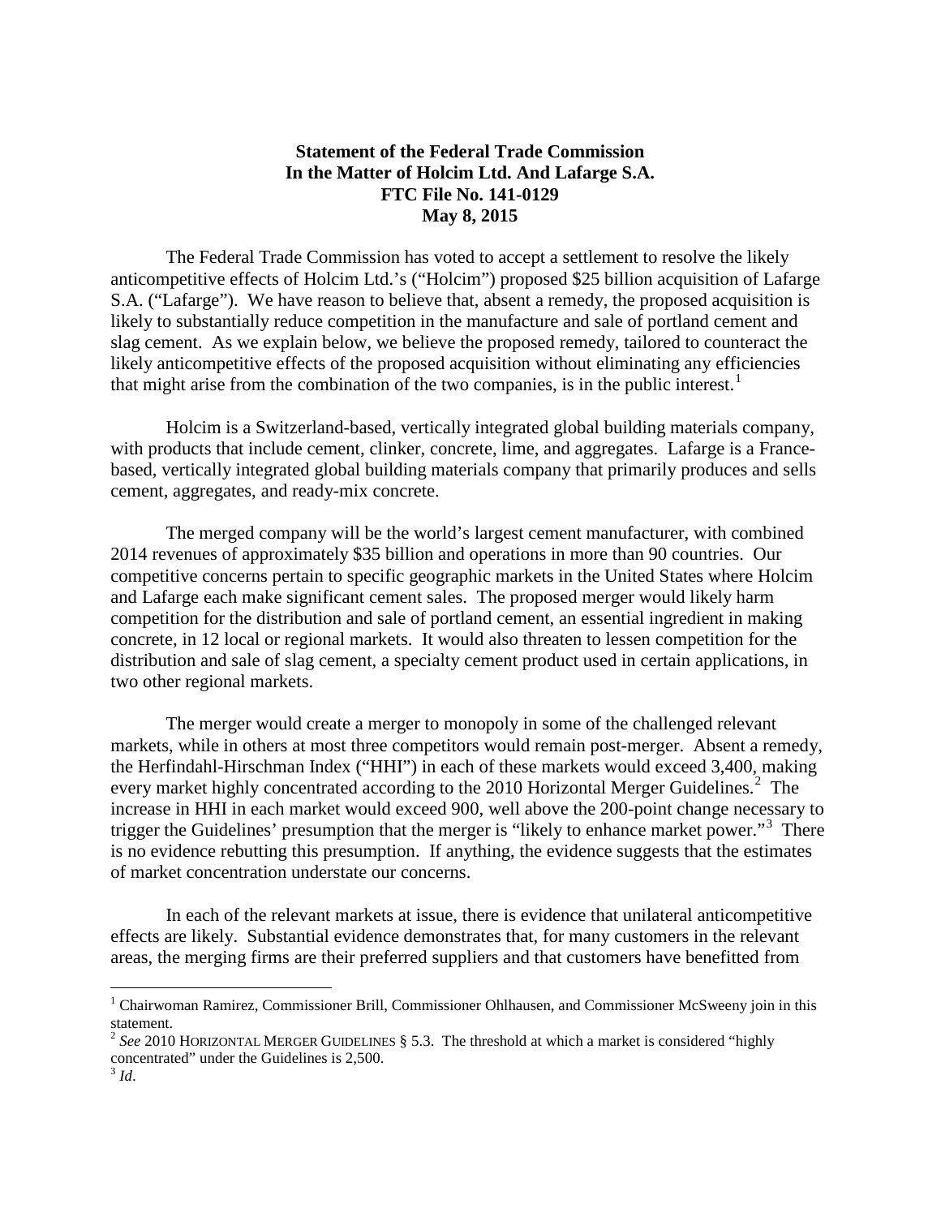**Statement of the Federal Trade Commission**
**In the Matter of Holcim Ltd. And Lafarge S.A.**
**FTC File No. 141-0129**
**May 8, 2015**

The Federal Trade Commission has voted to accept a settlement to resolve the likely anticompetitive effects of Holcim Ltd.'s ("Holcim") proposed $25 billion acquisition of Lafarge S.A. ("Lafarge"). We have reason to believe that, absent a remedy, the proposed acquisition is likely to substantially reduce competition in the manufacture and sale of portland cement and slag cement. As we explain below, we believe the proposed remedy, tailored to counteract the likely anticompetitive effects of the proposed acquisition without eliminating any efficiencies that might arise from the combination of the two companies, is in the public interest.[1]

Holcim is a Switzerland-based, vertically integrated global building materials company, with products that include cement, clinker, concrete, lime, and aggregates. Lafarge is a France-based, vertically integrated global building materials company that primarily produces and sells cement, aggregates, and ready-mix concrete.

The merged company will be the world's largest cement manufacturer, with combined 2014 revenues of approximately $35 billion and operations in more than 90 countries. Our competitive concerns pertain to specific geographic markets in the United States where Holcim and Lafarge each make significant cement sales. The proposed merger would likely harm competition for the distribution and sale of portland cement, an essential ingredient in making concrete, in 12 local or regional markets. It would also threaten to lessen competition for the distribution and sale of slag cement, a specialty cement product used in certain applications, in two other regional markets.

The merger would create a merger to monopoly in some of the challenged relevant markets, while in others at most three competitors would remain post-merger. Absent a remedy, the Herfindahl-Hirschman Index ("HHI") in each of these markets would exceed 3,400, making every market highly concentrated according to the 2010 Horizontal Merger Guidelines.[2] The increase in HHI in each market would exceed 900, well above the 200-point change necessary to trigger the Guidelines' presumption that the merger is "likely to enhance market power."[3] There is no evidence rebutting this presumption. If anything, the evidence suggests that the estimates of market concentration understate our concerns.

In each of the relevant markets at issue, there is evidence that unilateral anticompetitive effects are likely. Substantial evidence demonstrates that, for many customers in the relevant areas, the merging firms are their preferred suppliers and that customers have benefitted from

---

[1] Chairwoman Ramirez, Commissioner Brill, Commissioner Ohlhausen, and Commissioner McSweeny join in this statement.

[2] *See* 2010 HORIZONTAL MERGER GUIDELINES § 5.3. The threshold at which a market is considered "highly concentrated" under the Guidelines is 2,500.

[3] *Id*.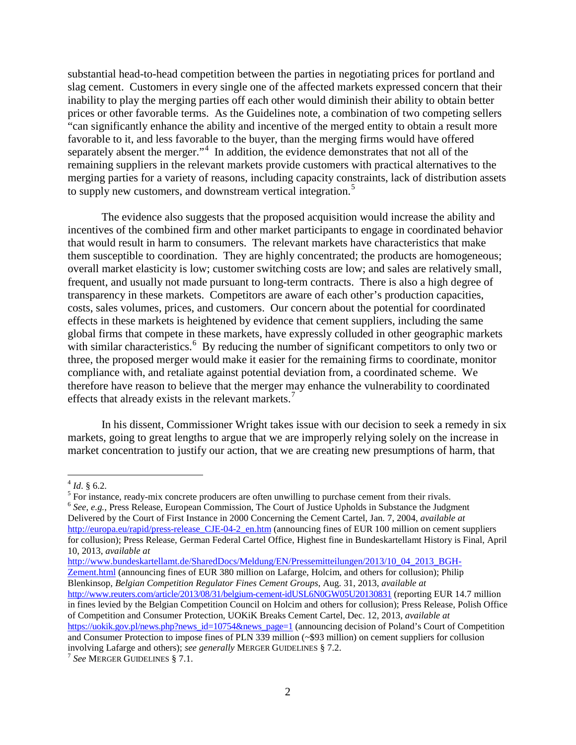substantial head-to-head competition between the parties in negotiating prices for portland and slag cement. Customers in every single one of the affected markets expressed concern that their inability to play the merging parties off each other would diminish their ability to obtain better prices or other favorable terms. As the Guidelines note, a combination of two competing sellers "can significantly enhance the ability and incentive of the merged entity to obtain a result more favorable to it, and less favorable to the buyer, than the merging firms would have offered separately absent the merger."[4] In addition, the evidence demonstrates that not all of the remaining suppliers in the relevant markets provide customers with practical alternatives to the merging parties for a variety of reasons, including capacity constraints, lack of distribution assets to supply new customers, and downstream vertical integration.[5]

The evidence also suggests that the proposed acquisition would increase the ability and incentives of the combined firm and other market participants to engage in coordinated behavior that would result in harm to consumers. The relevant markets have characteristics that make them susceptible to coordination. They are highly concentrated; the products are homogeneous; overall market elasticity is low; customer switching costs are low; and sales are relatively small, frequent, and usually not made pursuant to long-term contracts. There is also a high degree of transparency in these markets. Competitors are aware of each other's production capacities, costs, sales volumes, prices, and customers. Our concern about the potential for coordinated effects in these markets is heightened by evidence that cement suppliers, including the same global firms that compete in these markets, have expressly colluded in other geographic markets with similar characteristics.[6] By reducing the number of significant competitors to only two or three, the proposed merger would make it easier for the remaining firms to coordinate, monitor compliance with, and retaliate against potential deviation from, a coordinated scheme. We therefore have reason to believe that the merger may enhance the vulnerability to coordinated effects that already exists in the relevant markets.[7]

In his dissent, Commissioner Wright takes issue with our decision to seek a remedy in six markets, going to great lengths to argue that we are improperly relying solely on the increase in market concentration to justify our action, that we are creating new presumptions of harm, that

---

[4] *Id*. § 6.2.

[5] For instance, ready-mix concrete producers are often unwilling to purchase cement from their rivals.

[6] *See, e.g.*, Press Release, European Commission, The Court of Justice Upholds in Substance the Judgment Delivered by the Court of First Instance in 2000 Concerning the Cement Cartel, Jan. 7, 2004, *available at* http://europa.eu/rapid/press-release_CJE-04-2_en.htm (announcing fines of EUR 100 million on cement suppliers for collusion); Press Release, German Federal Cartel Office, Highest fine in Bundeskartellamt History is Final, April 10, 2013, *available at* http://www.bundeskartellamt.de/SharedDocs/Meldung/EN/Pressemitteilungen/2013/10_04_2013_BGH-Zement.html (announcing fines of EUR 380 million on Lafarge, Holcim, and others for collusion); Philip Blenkinsop, *Belgian Competition Regulator Fines Cement Groups*, Aug. 31, 2013, *available at* http://www.reuters.com/article/2013/08/31/belgium-cement-idUSL6N0GW05U20130831 (reporting EUR 14.7 million in fines levied by the Belgian Competition Council on Holcim and others for collusion); Press Release, Polish Office of Competition and Consumer Protection, UOKiK Breaks Cement Cartel, Dec. 12, 2013, *available at* https://uokik.gov.pl/news.php?news_id=10754&news_page=1 (announcing decision of Poland's Court of Competition and Consumer Protection to impose fines of PLN 339 million (~$93 million) on cement suppliers for collusion involving Lafarge and others); *see generally* MERGER GUIDELINES § 7.2.

[7] *See* MERGER GUIDELINES § 7.1.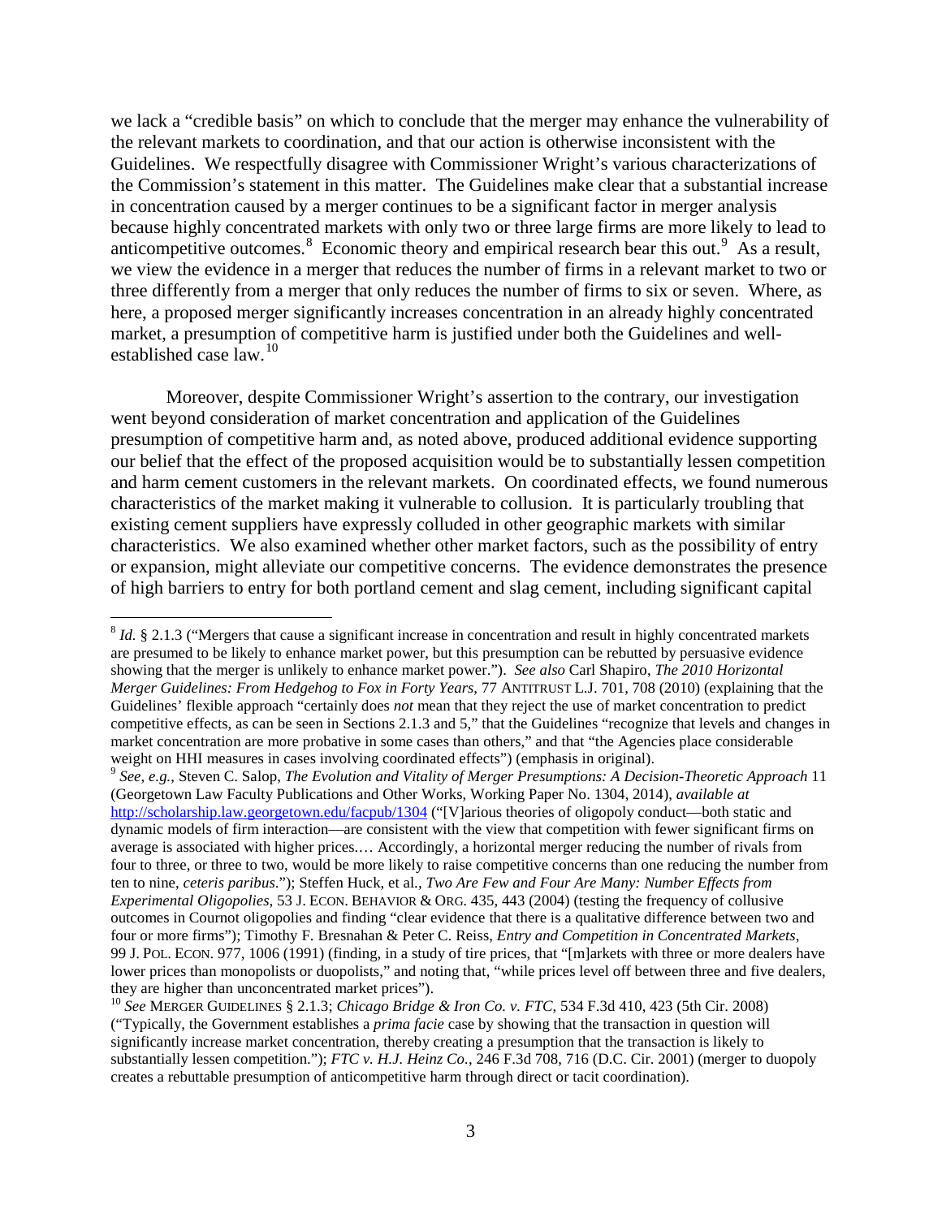we lack a "credible basis" on which to conclude that the merger may enhance the vulnerability of the relevant markets to coordination, and that our action is otherwise inconsistent with the Guidelines. We respectfully disagree with Commissioner Wright's various characterizations of the Commission's statement in this matter. The Guidelines make clear that a substantial increase in concentration caused by a merger continues to be a significant factor in merger analysis because highly concentrated markets with only two or three large firms are more likely to lead to anticompetitive outcomes.[8] Economic theory and empirical research bear this out.[9] As a result, we view the evidence in a merger that reduces the number of firms in a relevant market to two or three differently from a merger that only reduces the number of firms to six or seven. Where, as here, a proposed merger significantly increases concentration in an already highly concentrated market, a presumption of competitive harm is justified under both the Guidelines and well-established case law.[10]

Moreover, despite Commissioner Wright's assertion to the contrary, our investigation went beyond consideration of market concentration and application of the Guidelines presumption of competitive harm and, as noted above, produced additional evidence supporting our belief that the effect of the proposed acquisition would be to substantially lessen competition and harm cement customers in the relevant markets. On coordinated effects, we found numerous characteristics of the market making it vulnerable to collusion. It is particularly troubling that existing cement suppliers have expressly colluded in other geographic markets with similar characteristics. We also examined whether other market factors, such as the possibility of entry or expansion, might alleviate our competitive concerns. The evidence demonstrates the presence of high barriers to entry for both portland cement and slag cement, including significant capital

---

[8] *Id.* § 2.1.3 ("Mergers that cause a significant increase in concentration and result in highly concentrated markets are presumed to be likely to enhance market power, but this presumption can be rebutted by persuasive evidence showing that the merger is unlikely to enhance market power."). *See also* Carl Shapiro, *The 2010 Horizontal Merger Guidelines: From Hedgehog to Fox in Forty Years*, 77 ANTITRUST L.J. 701, 708 (2010) (explaining that the Guidelines' flexible approach "certainly does *not* mean that they reject the use of market concentration to predict competitive effects, as can be seen in Sections 2.1.3 and 5," that the Guidelines "recognize that levels and changes in market concentration are more probative in some cases than others," and that "the Agencies place considerable weight on HHI measures in cases involving coordinated effects") (emphasis in original).

[9] *See, e.g.*, Steven C. Salop, *The Evolution and Vitality of Merger Presumptions: A Decision-Theoretic Approach* 11 (Georgetown Law Faculty Publications and Other Works, Working Paper No. 1304, 2014), *available at* http://scholarship.law.georgetown.edu/facpub/1304 ("[V]arious theories of oligopoly conduct—both static and dynamic models of firm interaction—are consistent with the view that competition with fewer significant firms on average is associated with higher prices.… Accordingly, a horizontal merger reducing the number of rivals from four to three, or three to two, would be more likely to raise competitive concerns than one reducing the number from ten to nine, *ceteris paribus*."); Steffen Huck, et al., *Two Are Few and Four Are Many: Number Effects from Experimental Oligopolies*, 53 J. ECON. BEHAVIOR & ORG. 435, 443 (2004) (testing the frequency of collusive outcomes in Cournot oligopolies and finding "clear evidence that there is a qualitative difference between two and four or more firms"); Timothy F. Bresnahan & Peter C. Reiss, *Entry and Competition in Concentrated Markets*, 99 J. POL. ECON. 977, 1006 (1991) (finding, in a study of tire prices, that "[m]arkets with three or more dealers have lower prices than monopolists or duopolists," and noting that, "while prices level off between three and five dealers, they are higher than unconcentrated market prices").

[10] *See* MERGER GUIDELINES § 2.1.3; *Chicago Bridge & Iron Co. v. FTC*, 534 F.3d 410, 423 (5th Cir. 2008) ("Typically, the Government establishes a *prima facie* case by showing that the transaction in question will significantly increase market concentration, thereby creating a presumption that the transaction is likely to substantially lessen competition."); *FTC v. H.J. Heinz Co.*, 246 F.3d 708, 716 (D.C. Cir. 2001) (merger to duopoly creates a rebuttable presumption of anticompetitive harm through direct or tacit coordination).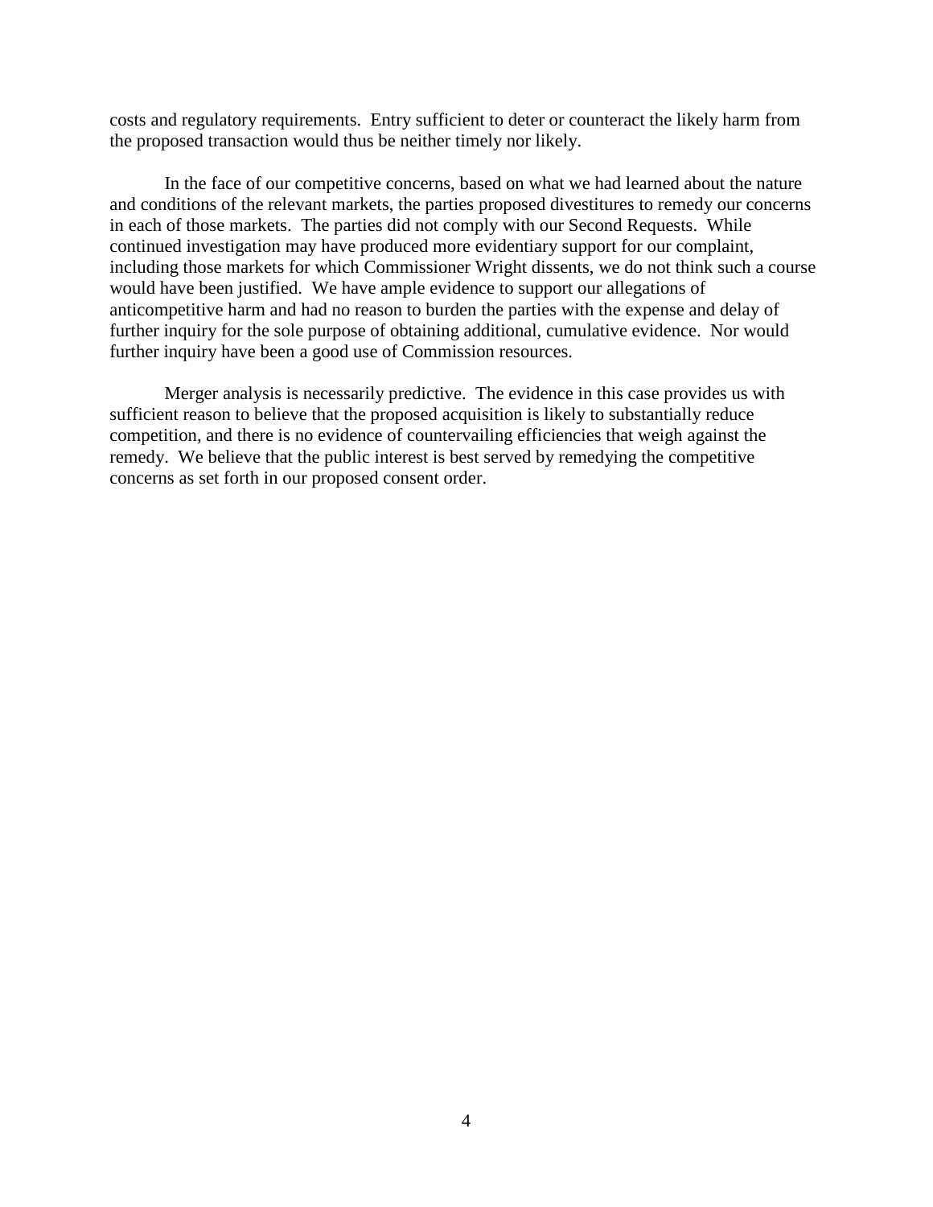costs and regulatory requirements. Entry sufficient to deter or counteract the likely harm from the proposed transaction would thus be neither timely nor likely.

In the face of our competitive concerns, based on what we had learned about the nature and conditions of the relevant markets, the parties proposed divestitures to remedy our concerns in each of those markets. The parties did not comply with our Second Requests. While continued investigation may have produced more evidentiary support for our complaint, including those markets for which Commissioner Wright dissents, we do not think such a course would have been justified. We have ample evidence to support our allegations of anticompetitive harm and had no reason to burden the parties with the expense and delay of further inquiry for the sole purpose of obtaining additional, cumulative evidence. Nor would further inquiry have been a good use of Commission resources.

Merger analysis is necessarily predictive. The evidence in this case provides us with sufficient reason to believe that the proposed acquisition is likely to substantially reduce competition, and there is no evidence of countervailing efficiencies that weigh against the remedy. We believe that the public interest is best served by remedying the competitive concerns as set forth in our proposed consent order.